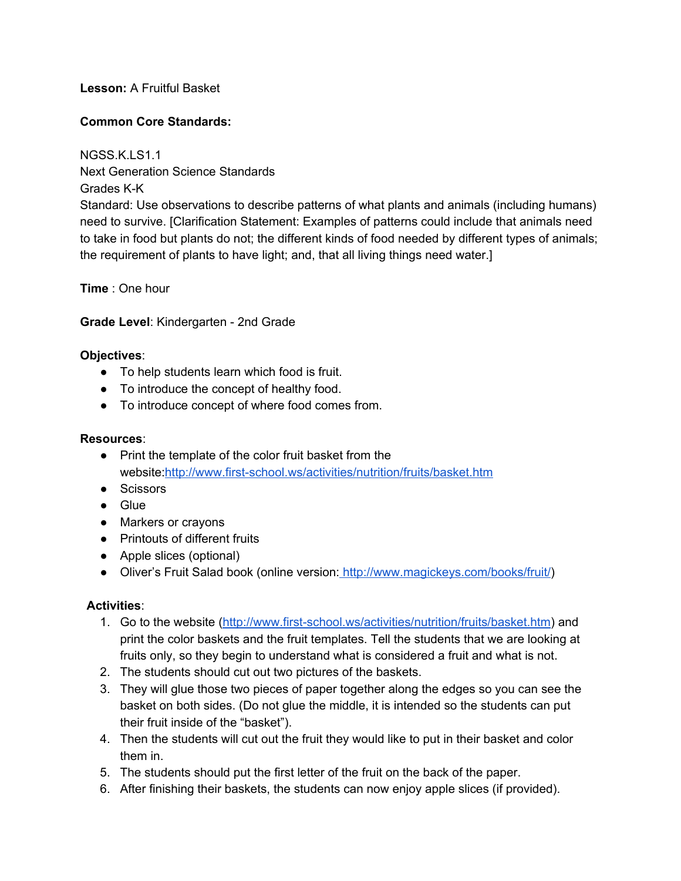**Lesson:** A Fruitful Basket

**Common Core Standards:**

NGSS.K.LS1.1
Next Generation Science Standards
Grades K-K
Standard: Use observations to describe patterns of what plants and animals (including humans) need to survive. [Clarification Statement: Examples of patterns could include that animals need to take in food but plants do not; the different kinds of food needed by different types of animals; the requirement of plants to have light; and, that all living things need water.]

**Time** : One hour

**Grade Level**: Kindergarten - 2nd Grade

**Objectives**:

- To help students learn which food is fruit.
- To introduce the concept of healthy food.
- To introduce concept of where food comes from.

**Resources**:

- Print the template of the color fruit basket from the website:http://www.first-school.ws/activities/nutrition/fruits/basket.htm
- Scissors
- Glue
- Markers or crayons
- Printouts of different fruits
- Apple slices (optional)
- Oliver's Fruit Salad book (online version: http://www.magickeys.com/books/fruit/)

**Activities**:

1. Go to the website (http://www.first-school.ws/activities/nutrition/fruits/basket.htm) and print the color baskets and the fruit templates. Tell the students that we are looking at fruits only, so they begin to understand what is considered a fruit and what is not.
2. The students should cut out two pictures of the baskets.
3. They will glue those two pieces of paper together along the edges so you can see the basket on both sides. (Do not glue the middle, it is intended so the students can put their fruit inside of the "basket").
4. Then the students will cut out the fruit they would like to put in their basket and color them in.
5. The students should put the first letter of the fruit on the back of the paper.
6. After finishing their baskets, the students can now enjoy apple slices (if provided).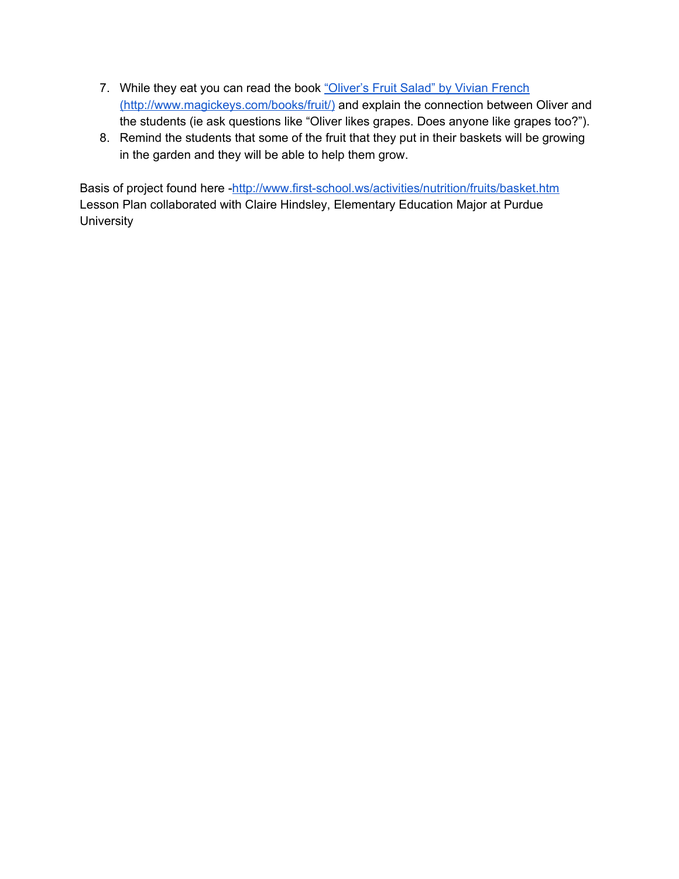7. While they eat you can read the book [“Oliver’s Fruit Salad” by Vivian French (http://www.magickeys.com/books/fruit/)](http://www.magickeys.com/books/fruit/) and explain the connection between Oliver and the students (ie ask questions like “Oliver likes grapes. Does anyone like grapes too?”).
8. Remind the students that some of the fruit that they put in their baskets will be growing in the garden and they will be able to help them grow.

Basis of project found here -[http://www.first-school.ws/activities/nutrition/fruits/basket.htm](http://www.first-school.ws/activities/nutrition/fruits/basket.htm)
Lesson Plan collaborated with Claire Hindsley, Elementary Education Major at Purdue University